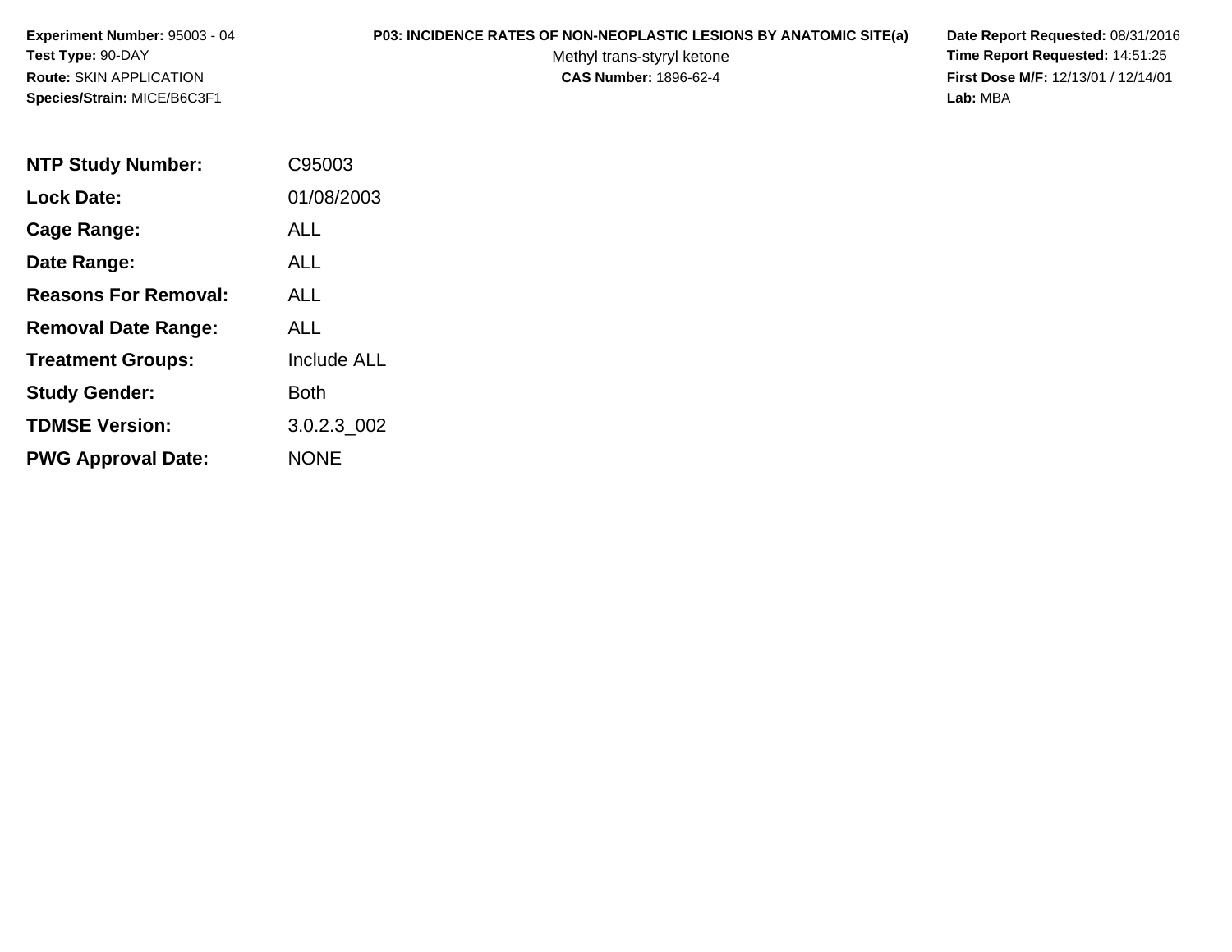**Experiment Number:** 95003 - 04
**Test Type:** 90-DAY
**Route:** SKIN APPLICATION
**Species/Strain:** MICE/B6C3F1

**P03: INCIDENCE RATES OF NON-NEOPLASTIC LESIONS BY ANATOMIC SITE(a)**
Methyl trans-styryl ketone
**CAS Number:** 1896-62-4

**Date Report Requested:** 08/31/2016
**Time Report Requested:** 14:51:25
**First Dose M/F:** 12/13/01 / 12/14/01
**Lab:** MBA

| | |
|---|---|
| **NTP Study Number:** | C95003 |
| **Lock Date:** | 01/08/2003 |
| **Cage Range:** | ALL |
| **Date Range:** | ALL |
| **Reasons For Removal:** | ALL |
| **Removal Date Range:** | ALL |
| **Treatment Groups:** | Include ALL |
| **Study Gender:** | Both |
| **TDMSE Version:** | 3.0.2.3_002 |
| **PWG Approval Date:** | NONE |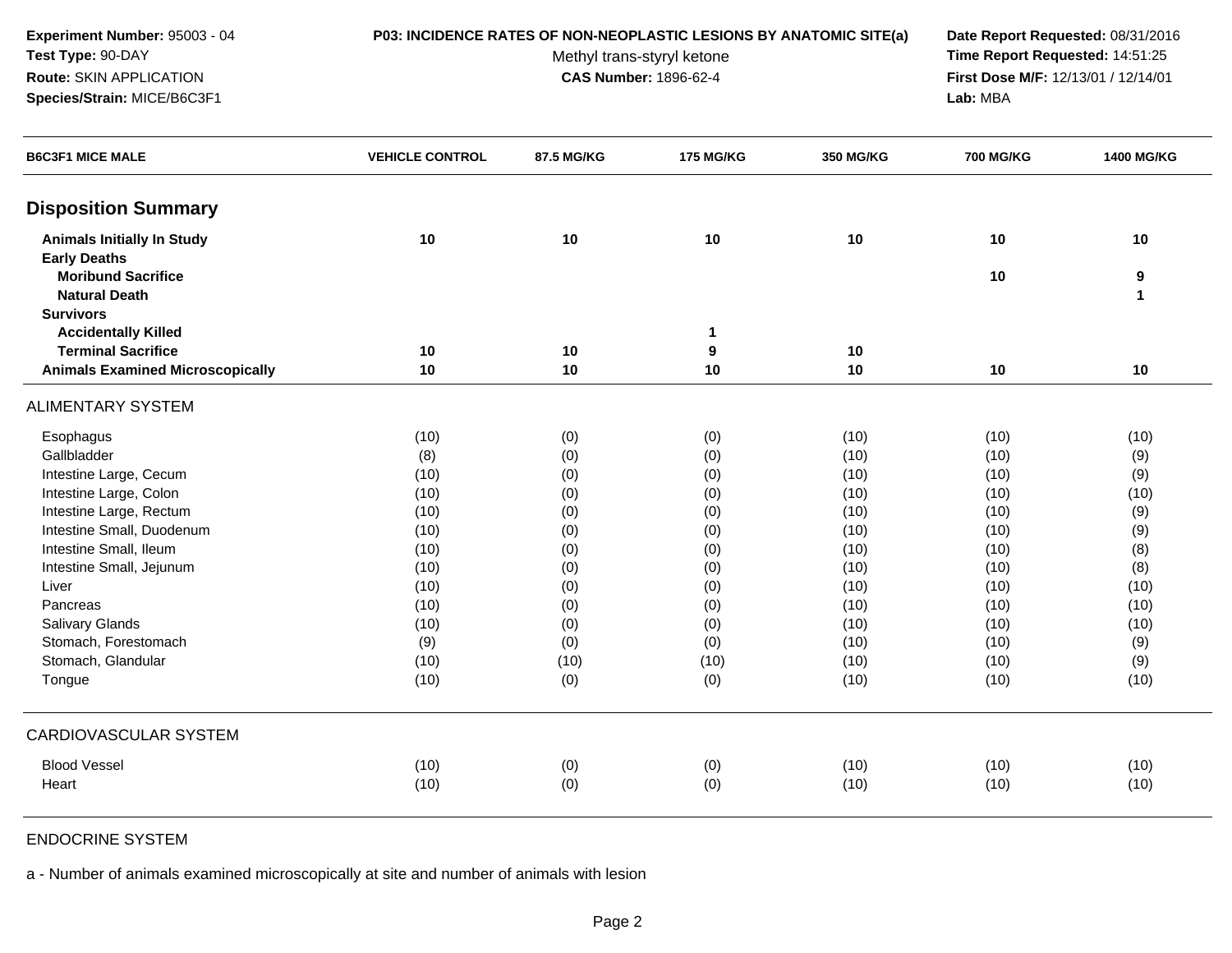**Experiment Number:** 95003 - 04
**Test Type:** 90-DAY
**Route:** SKIN APPLICATION
**Species/Strain:** MICE/B6C3F1

**P03: INCIDENCE RATES OF NON-NEOPLASTIC LESIONS BY ANATOMIC SITE(a)**
Methyl trans-styryl ketone
**CAS Number:** 1896-62-4

**Date Report Requested:** 08/31/2016
**Time Report Requested:** 14:51:25
**First Dose M/F:** 12/13/01 / 12/14/01
**Lab:** MBA

| B6C3F1 MICE MALE | VEHICLE CONTROL | 87.5 MG/KG | 175 MG/KG | 350 MG/KG | 700 MG/KG | 1400 MG/KG |
|---|---|---|---|---|---|---|
| **Disposition Summary** | | | | | | |
| **Animals Initially In Study** | **10** | **10** | **10** | **10** | **10** | **10** |
| **Early Deaths** | | | | | | |
| **Moribund Sacrifice** | | | | | **10** | **9** |
| **Natural Death** | | | | | | **1** |
| **Survivors** | | | | | | |
| **Accidentally Killed** | | | **1** | | | |
| **Terminal Sacrifice** | **10** | **10** | **9** | **10** | | |
| **Animals Examined Microscopically** | **10** | **10** | **10** | **10** | **10** | **10** |
| ALIMENTARY SYSTEM | | | | | | |
| Esophagus | (10) | (0) | (0) | (10) | (10) | (10) |
| Gallbladder | (8) | (0) | (0) | (10) | (10) | (9) |
| Intestine Large, Cecum | (10) | (0) | (0) | (10) | (10) | (9) |
| Intestine Large, Colon | (10) | (0) | (0) | (10) | (10) | (10) |
| Intestine Large, Rectum | (10) | (0) | (0) | (10) | (10) | (9) |
| Intestine Small, Duodenum | (10) | (0) | (0) | (10) | (10) | (9) |
| Intestine Small, Ileum | (10) | (0) | (0) | (10) | (10) | (8) |
| Intestine Small, Jejunum | (10) | (0) | (0) | (10) | (10) | (8) |
| Liver | (10) | (0) | (0) | (10) | (10) | (10) |
| Pancreas | (10) | (0) | (0) | (10) | (10) | (10) |
| Salivary Glands | (10) | (0) | (0) | (10) | (10) | (10) |
| Stomach, Forestomach | (9) | (0) | (0) | (10) | (10) | (9) |
| Stomach, Glandular | (10) | (10) | (10) | (10) | (10) | (9) |
| Tongue | (10) | (0) | (0) | (10) | (10) | (10) |
| CARDIOVASCULAR SYSTEM | | | | | | |
| Blood Vessel | (10) | (0) | (0) | (10) | (10) | (10) |
| Heart | (10) | (0) | (0) | (10) | (10) | (10) |
| ENDOCRINE SYSTEM | | | | | | |

a - Number of animals examined microscopically at site and number of animals with lesion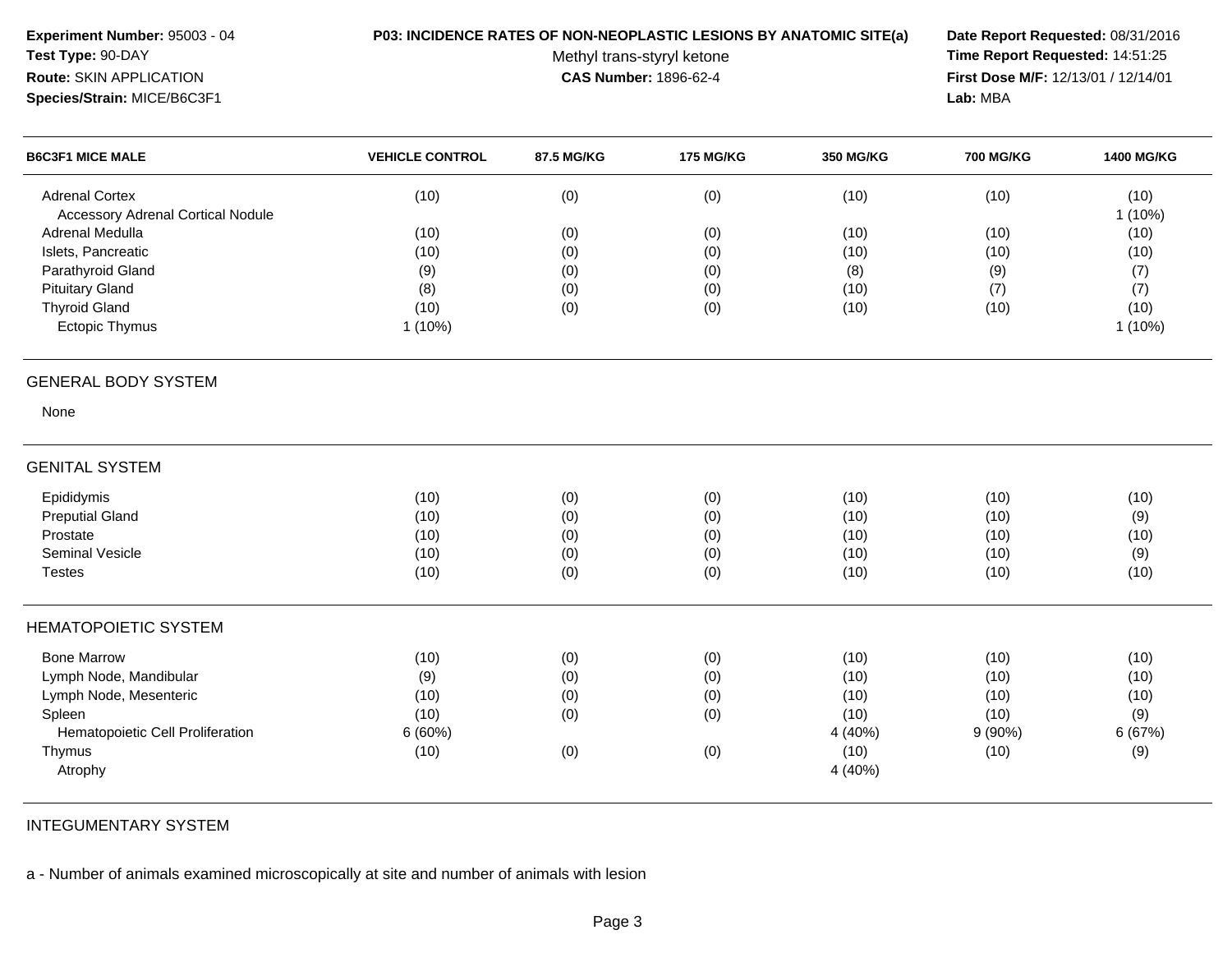**Experiment Number:** 95003 - 04
**Test Type:** 90-DAY
**Route:** SKIN APPLICATION
**Species/Strain:** MICE/B6C3F1

**P03: INCIDENCE RATES OF NON-NEOPLASTIC LESIONS BY ANATOMIC SITE(a)**
Methyl trans-styryl ketone
**CAS Number:** 1896-62-4

**Date Report Requested:** 08/31/2016
**Time Report Requested:** 14:51:25
**First Dose M/F:** 12/13/01 / 12/14/01
**Lab:** MBA

| B6C3F1 MICE MALE | VEHICLE CONTROL | 87.5 MG/KG | 175 MG/KG | 350 MG/KG | 700 MG/KG | 1400 MG/KG |
|---|---|---|---|---|---|---|
| Adrenal Cortex | (10) | (0) | (0) | (10) | (10) | (10) |
| Accessory Adrenal Cortical Nodule | | | | | | 1 (10%) |
| Adrenal Medulla | (10) | (0) | (0) | (10) | (10) | (10) |
| Islets, Pancreatic | (10) | (0) | (0) | (10) | (10) | (10) |
| Parathyroid Gland | (9) | (0) | (0) | (8) | (9) | (7) |
| Pituitary Gland | (8) | (0) | (0) | (10) | (7) | (7) |
| Thyroid Gland | (10) | (0) | (0) | (10) | (10) | (10) |
| Ectopic Thymus | 1 (10%) | | | | | 1 (10%) |

GENERAL BODY SYSTEM

None

GENITAL SYSTEM

| B6C3F1 MICE MALE | VEHICLE CONTROL | 87.5 MG/KG | 175 MG/KG | 350 MG/KG | 700 MG/KG | 1400 MG/KG |
|---|---|---|---|---|---|---|
| Epididymis | (10) | (0) | (0) | (10) | (10) | (10) |
| Preputial Gland | (10) | (0) | (0) | (10) | (10) | (9) |
| Prostate | (10) | (0) | (0) | (10) | (10) | (10) |
| Seminal Vesicle | (10) | (0) | (0) | (10) | (10) | (9) |
| Testes | (10) | (0) | (0) | (10) | (10) | (10) |

HEMATOPOIETIC SYSTEM

| B6C3F1 MICE MALE | VEHICLE CONTROL | 87.5 MG/KG | 175 MG/KG | 350 MG/KG | 700 MG/KG | 1400 MG/KG |
|---|---|---|---|---|---|---|
| Bone Marrow | (10) | (0) | (0) | (10) | (10) | (10) |
| Lymph Node, Mandibular | (9) | (0) | (0) | (10) | (10) | (10) |
| Lymph Node, Mesenteric | (10) | (0) | (0) | (10) | (10) | (10) |
| Spleen | (10) | (0) | (0) | (10) | (10) | (9) |
| Hematopoietic Cell Proliferation | 6 (60%) | | | 4 (40%) | 9 (90%) | 6 (67%) |
| Thymus | (10) | (0) | (0) | (10) | (10) | (9) |
| Atrophy | | | | 4 (40%) | | |

INTEGUMENTARY SYSTEM

a - Number of animals examined microscopically at site and number of animals with lesion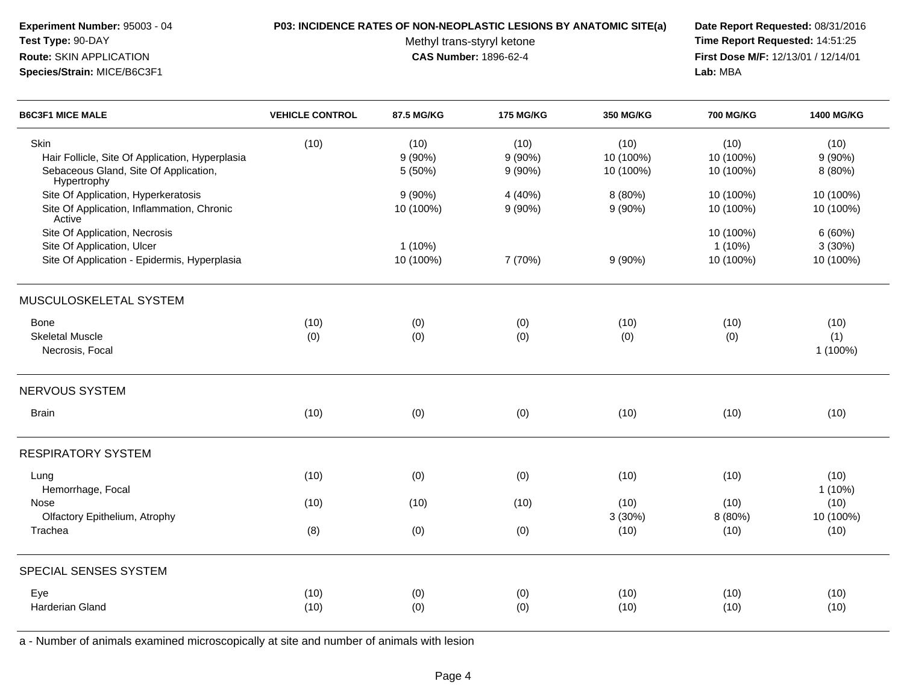**Experiment Number:** 95003 - 04
**Test Type:** 90-DAY
**Route:** SKIN APPLICATION
**Species/Strain:** MICE/B6C3F1

**P03: INCIDENCE RATES OF NON-NEOPLASTIC LESIONS BY ANATOMIC SITE(a)**
Methyl trans-styryl ketone
**CAS Number:** 1896-62-4

**Date Report Requested:** 08/31/2016
**Time Report Requested:** 14:51:25
**First Dose M/F:** 12/13/01 / 12/14/01
**Lab:** MBA

| B6C3F1 MICE MALE | VEHICLE CONTROL | 87.5 MG/KG | 175 MG/KG | 350 MG/KG | 700 MG/KG | 1400 MG/KG |
|---|---|---|---|---|---|---|
| Skin | (10) | (10) | (10) | (10) | (10) | (10) |
| Hair Follicle, Site Of Application, Hyperplasia | | 9 (90%) | 9 (90%) | 10 (100%) | 10 (100%) | 9 (90%) |
| Sebaceous Gland, Site Of Application, Hypertrophy | | 5 (50%) | 9 (90%) | 10 (100%) | 10 (100%) | 8 (80%) |
| Site Of Application, Hyperkeratosis | | 9 (90%) | 4 (40%) | 8 (80%) | 10 (100%) | 10 (100%) |
| Site Of Application, Inflammation, Chronic Active | | 10 (100%) | 9 (90%) | 9 (90%) | 10 (100%) | 10 (100%) |
| Site Of Application, Necrosis | | | | | 10 (100%) | 6 (60%) |
| Site Of Application, Ulcer | | 1 (10%) | | | 1 (10%) | 3 (30%) |
| Site Of Application - Epidermis, Hyperplasia | | 10 (100%) | 7 (70%) | 9 (90%) | 10 (100%) | 10 (100%) |
| MUSCULOSKELETAL SYSTEM | | | | | | |
| Bone | (10) | (0) | (0) | (10) | (10) | (10) |
| Skeletal Muscle | (0) | (0) | (0) | (0) | (0) | (1) |
| Necrosis, Focal | | | | | | 1 (100%) |
| NERVOUS SYSTEM | | | | | | |
| Brain | (10) | (0) | (0) | (10) | (10) | (10) |
| RESPIRATORY SYSTEM | | | | | | |
| Lung | (10) | (0) | (0) | (10) | (10) | (10) |
| Hemorrhage, Focal | | | | | | 1 (10%) |
| Nose | (10) | (10) | (10) | (10) | (10) | (10) |
| Olfactory Epithelium, Atrophy | | | | 3 (30%) | 8 (80%) | 10 (100%) |
| Trachea | (8) | (0) | (0) | (10) | (10) | (10) |
| SPECIAL SENSES SYSTEM | | | | | | |
| Eye | (10) | (0) | (0) | (10) | (10) | (10) |
| Harderian Gland | (10) | (0) | (0) | (10) | (10) | (10) |

a - Number of animals examined microscopically at site and number of animals with lesion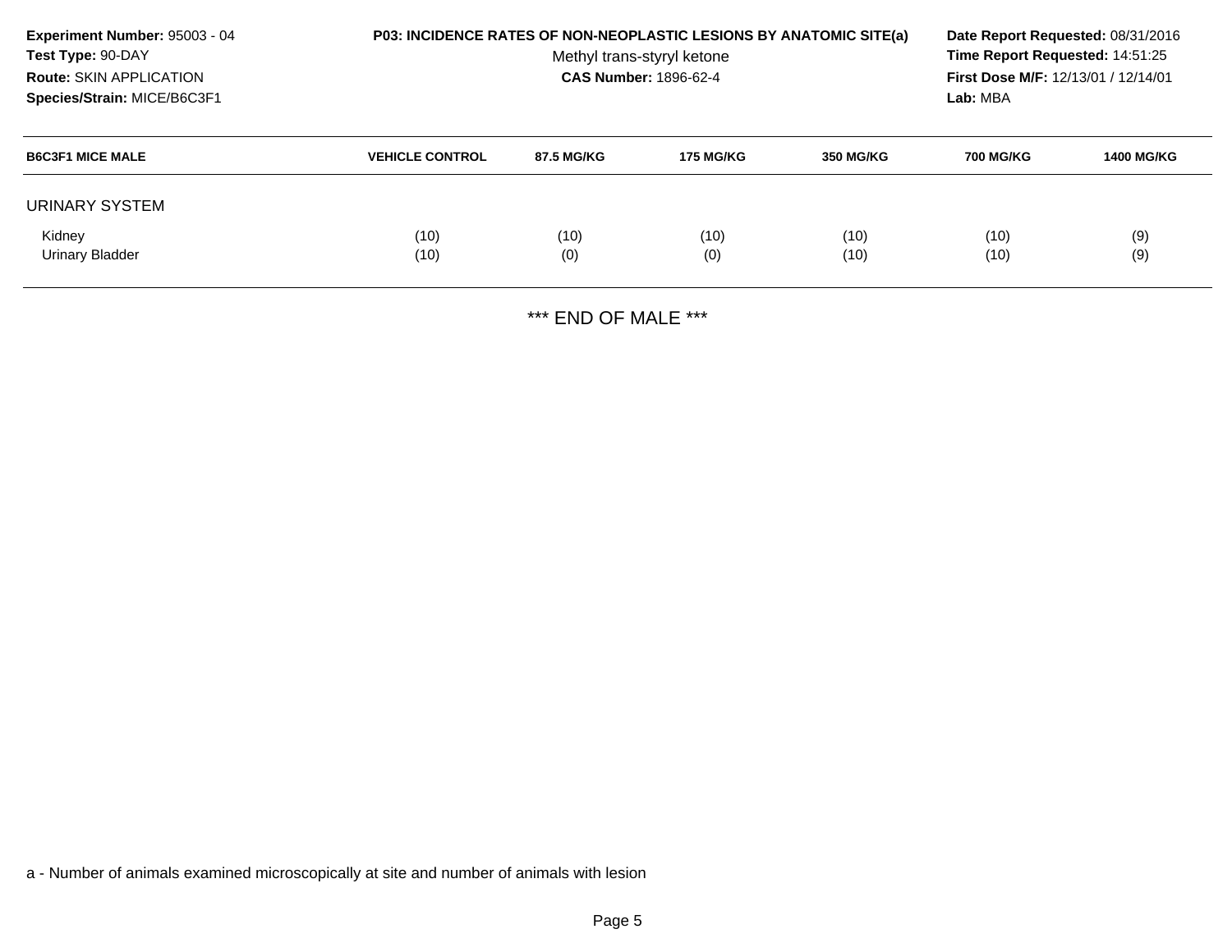**Experiment Number:** 95003 - 04
**Test Type:** 90-DAY
**Route:** SKIN APPLICATION
**Species/Strain:** MICE/B6C3F1

**P03: INCIDENCE RATES OF NON-NEOPLASTIC LESIONS BY ANATOMIC SITE(a)**
Methyl trans-styryl ketone
**CAS Number:** 1896-62-4

**Date Report Requested:** 08/31/2016
**Time Report Requested:** 14:51:25
**First Dose M/F:** 12/13/01 / 12/14/01
**Lab:** MBA

| B6C3F1 MICE MALE | VEHICLE CONTROL | 87.5 MG/KG | 175 MG/KG | 350 MG/KG | 700 MG/KG | 1400 MG/KG |
|---|---|---|---|---|---|---|
| URINARY SYSTEM | | | | | | |
| Kidney | (10) | (10) | (10) | (10) | (10) | (9) |
| Urinary Bladder | (10) | (0) | (0) | (10) | (10) | (9) |

*** END OF MALE ***

a - Number of animals examined microscopically at site and number of animals with lesion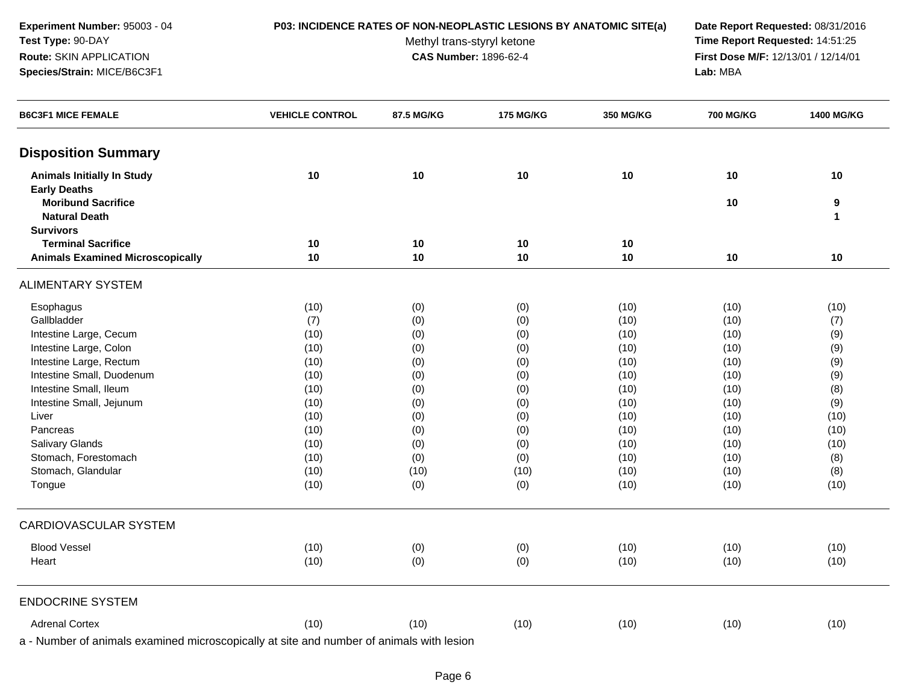**Experiment Number:** 95003 - 04
**Test Type:** 90-DAY
**Route:** SKIN APPLICATION
**Species/Strain:** MICE/B6C3F1

**P03: INCIDENCE RATES OF NON-NEOPLASTIC LESIONS BY ANATOMIC SITE(a)**
Methyl trans-styryl ketone
**CAS Number:** 1896-62-4

**Date Report Requested:** 08/31/2016
**Time Report Requested:** 14:51:25
**First Dose M/F:** 12/13/01 / 12/14/01
**Lab:** MBA

| B6C3F1 MICE FEMALE | VEHICLE CONTROL | 87.5 MG/KG | 175 MG/KG | 350 MG/KG | 700 MG/KG | 1400 MG/KG |
|---|---|---|---|---|---|---|
| **Disposition Summary** | | | | | | |
| **Animals Initially In Study** | **10** | **10** | **10** | **10** | **10** | **10** |
| **Early Deaths** | | | | | | |
| **Moribund Sacrifice** | | | | | **10** | **9** |
| **Natural Death** | | | | | | **1** |
| **Survivors** | | | | | | |
| **Terminal Sacrifice** | **10** | **10** | **10** | **10** | | |
| **Animals Examined Microscopically** | **10** | **10** | **10** | **10** | **10** | **10** |
| ALIMENTARY SYSTEM | | | | | | |
| Esophagus | (10) | (0) | (0) | (10) | (10) | (10) |
| Gallbladder | (7) | (0) | (0) | (10) | (10) | (7) |
| Intestine Large, Cecum | (10) | (0) | (0) | (10) | (10) | (9) |
| Intestine Large, Colon | (10) | (0) | (0) | (10) | (10) | (9) |
| Intestine Large, Rectum | (10) | (0) | (0) | (10) | (10) | (9) |
| Intestine Small, Duodenum | (10) | (0) | (0) | (10) | (10) | (9) |
| Intestine Small, Ileum | (10) | (0) | (0) | (10) | (10) | (8) |
| Intestine Small, Jejunum | (10) | (0) | (0) | (10) | (10) | (9) |
| Liver | (10) | (0) | (0) | (10) | (10) | (10) |
| Pancreas | (10) | (0) | (0) | (10) | (10) | (10) |
| Salivary Glands | (10) | (0) | (0) | (10) | (10) | (10) |
| Stomach, Forestomach | (10) | (0) | (0) | (10) | (10) | (8) |
| Stomach, Glandular | (10) | (10) | (10) | (10) | (10) | (8) |
| Tongue | (10) | (0) | (0) | (10) | (10) | (10) |
| CARDIOVASCULAR SYSTEM | | | | | | |
| Blood Vessel | (10) | (0) | (0) | (10) | (10) | (10) |
| Heart | (10) | (0) | (0) | (10) | (10) | (10) |
| ENDOCRINE SYSTEM | | | | | | |
| Adrenal Cortex | (10) | (10) | (10) | (10) | (10) | (10) |

a - Number of animals examined microscopically at site and number of animals with lesion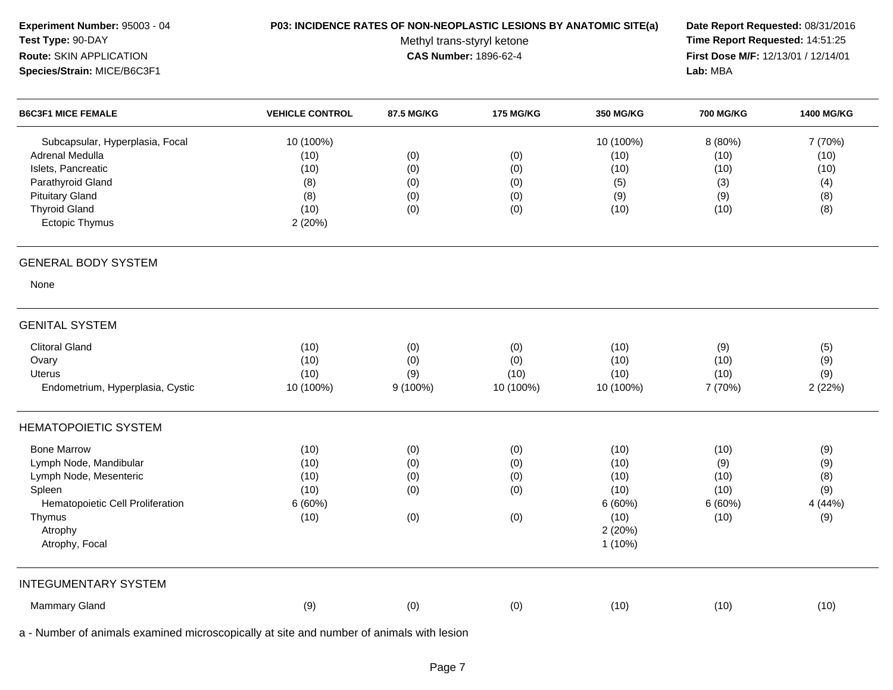**Experiment Number:** 95003 - 04
**Test Type:** 90-DAY
**Route:** SKIN APPLICATION
**Species/Strain:** MICE/B6C3F1

**P03: INCIDENCE RATES OF NON-NEOPLASTIC LESIONS BY ANATOMIC SITE(a)**
Methyl trans-styryl ketone
**CAS Number:** 1896-62-4

**Date Report Requested:** 08/31/2016
**Time Report Requested:** 14:51:25
**First Dose M/F:** 12/13/01 / 12/14/01
**Lab:** MBA

| B6C3F1 MICE FEMALE | VEHICLE CONTROL | 87.5 MG/KG | 175 MG/KG | 350 MG/KG | 700 MG/KG | 1400 MG/KG |
|---|---|---|---|---|---|---|
| Subcapsular, Hyperplasia, Focal | 10 (100%) | | | 10 (100%) | 8 (80%) | 7 (70%) |
| Adrenal Medulla | (10) | (0) | (0) | (10) | (10) | (10) |
| Islets, Pancreatic | (10) | (0) | (0) | (10) | (10) | (10) |
| Parathyroid Gland | (8) | (0) | (0) | (5) | (3) | (4) |
| Pituitary Gland | (8) | (0) | (0) | (9) | (9) | (8) |
| Thyroid Gland | (10) | (0) | (0) | (10) | (10) | (8) |
| Ectopic Thymus | 2 (20%) | | | | | |
| **GENERAL BODY SYSTEM** | | | | | | |
| None | | | | | | |
| **GENITAL SYSTEM** | | | | | | |
| Clitoral Gland | (10) | (0) | (0) | (10) | (9) | (5) |
| Ovary | (10) | (0) | (0) | (10) | (10) | (9) |
| Uterus | (10) | (9) | (10) | (10) | (10) | (9) |
| Endometrium, Hyperplasia, Cystic | 10 (100%) | 9 (100%) | 10 (100%) | 10 (100%) | 7 (70%) | 2 (22%) |
| **HEMATOPOIETIC SYSTEM** | | | | | | |
| Bone Marrow | (10) | (0) | (0) | (10) | (10) | (9) |
| Lymph Node, Mandibular | (10) | (0) | (0) | (10) | (9) | (9) |
| Lymph Node, Mesenteric | (10) | (0) | (0) | (10) | (10) | (8) |
| Spleen | (10) | (0) | (0) | (10) | (10) | (9) |
| Hematopoietic Cell Proliferation | 6 (60%) | | | 6 (60%) | 6 (60%) | 4 (44%) |
| Thymus | (10) | (0) | (0) | (10) | (10) | (9) |
| Atrophy | | | | 2 (20%) | | |
| Atrophy, Focal | | | | 1 (10%) | | |
| **INTEGUMENTARY SYSTEM** | | | | | | |
| Mammary Gland | (9) | (0) | (0) | (10) | (10) | (10) |

a - Number of animals examined microscopically at site and number of animals with lesion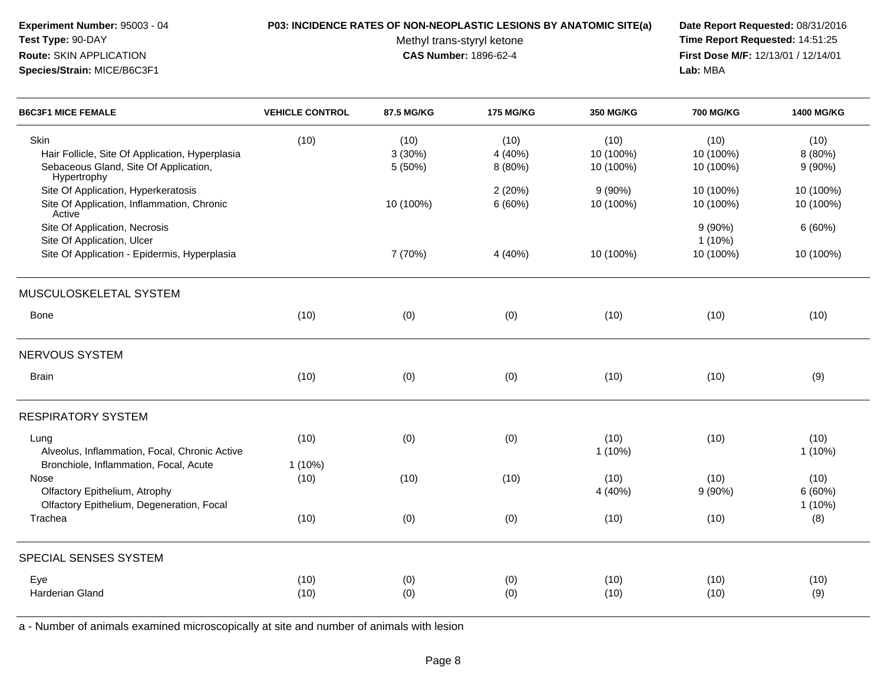**Experiment Number:** 95003 - 04
**Test Type:** 90-DAY
**Route:** SKIN APPLICATION
**Species/Strain:** MICE/B6C3F1

**P03: INCIDENCE RATES OF NON-NEOPLASTIC LESIONS BY ANATOMIC SITE(a)**
Methyl trans-styryl ketone
**CAS Number:** 1896-62-4

**Date Report Requested:** 08/31/2016
**Time Report Requested:** 14:51:25
**First Dose M/F:** 12/13/01 / 12/14/01
**Lab:** MBA

| B6C3F1 MICE FEMALE | VEHICLE CONTROL | 87.5 MG/KG | 175 MG/KG | 350 MG/KG | 700 MG/KG | 1400 MG/KG |
|---|---|---|---|---|---|---|
| Skin | (10) | (10) | (10) | (10) | (10) | (10) |
| Hair Follicle, Site Of Application, Hyperplasia | | 3 (30%) | 4 (40%) | 10 (100%) | 10 (100%) | 8 (80%) |
| Sebaceous Gland, Site Of Application, Hypertrophy | | 5 (50%) | 8 (80%) | 10 (100%) | 10 (100%) | 9 (90%) |
| Site Of Application, Hyperkeratosis | | | 2 (20%) | 9 (90%) | 10 (100%) | 10 (100%) |
| Site Of Application, Inflammation, Chronic Active | | 10 (100%) | 6 (60%) | 10 (100%) | 10 (100%) | 10 (100%) |
| Site Of Application, Necrosis | | | | | 9 (90%) | 6 (60%) |
| Site Of Application, Ulcer | | | | | 1 (10%) | |
| Site Of Application - Epidermis, Hyperplasia | | 7 (70%) | 4 (40%) | 10 (100%) | 10 (100%) | 10 (100%) |
| **MUSCULOSKELETAL SYSTEM** | | | | | | |
| Bone | (10) | (0) | (0) | (10) | (10) | (10) |
| **NERVOUS SYSTEM** | | | | | | |
| Brain | (10) | (0) | (0) | (10) | (10) | (9) |
| **RESPIRATORY SYSTEM** | | | | | | |
| Lung | (10) | (0) | (0) | (10) | (10) | (10) |
| Alveolus, Inflammation, Focal, Chronic Active | | | | 1 (10%) | | 1 (10%) |
| Bronchiole, Inflammation, Focal, Acute | 1 (10%) | | | | | |
| Nose | (10) | (10) | (10) | (10) | (10) | (10) |
| Olfactory Epithelium, Atrophy | | | | 4 (40%) | 9 (90%) | 6 (60%) |
| Olfactory Epithelium, Degeneration, Focal | | | | | | 1 (10%) |
| Trachea | (10) | (0) | (0) | (10) | (10) | (8) |
| **SPECIAL SENSES SYSTEM** | | | | | | |
| Eye | (10) | (0) | (0) | (10) | (10) | (10) |
| Harderian Gland | (10) | (0) | (0) | (10) | (10) | (9) |

a - Number of animals examined microscopically at site and number of animals with lesion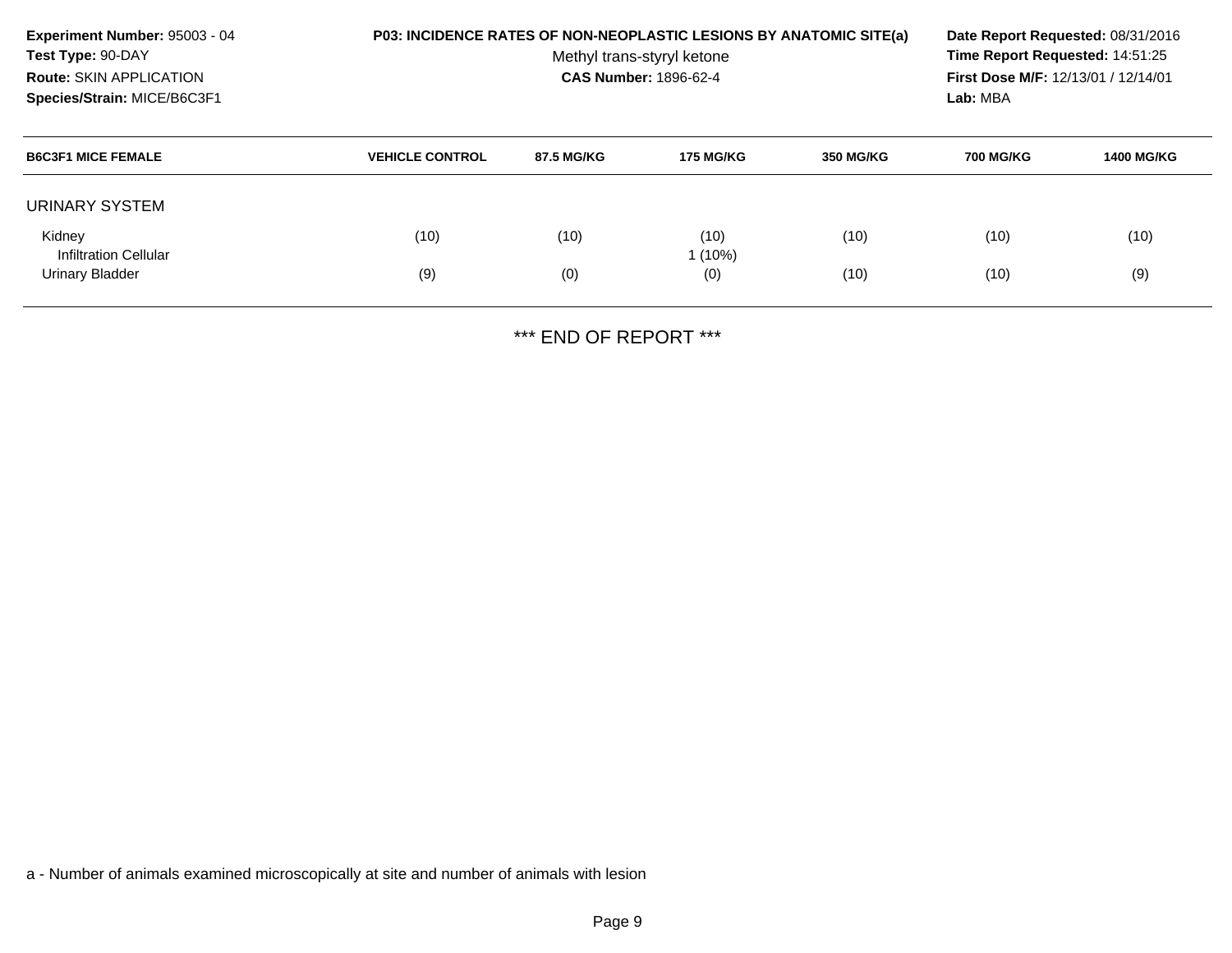**Experiment Number:** 95003 - 04
**Test Type:** 90-DAY
**Route:** SKIN APPLICATION
**Species/Strain:** MICE/B6C3F1

**P03: INCIDENCE RATES OF NON-NEOPLASTIC LESIONS BY ANATOMIC SITE(a)**
Methyl trans-styryl ketone
**CAS Number:** 1896-62-4

**Date Report Requested:** 08/31/2016
**Time Report Requested:** 14:51:25
**First Dose M/F:** 12/13/01 / 12/14/01
**Lab:** MBA

| B6C3F1 MICE FEMALE | VEHICLE CONTROL | 87.5 MG/KG | 175 MG/KG | 350 MG/KG | 700 MG/KG | 1400 MG/KG |
|---|---|---|---|---|---|---|
| URINARY SYSTEM | | | | | | |
| Kidney | (10) | (10) | (10) | (10) | (10) | (10) |
| Infiltration Cellular | | | 1 (10%) | | | |
| Urinary Bladder | (9) | (0) | (0) | (10) | (10) | (9) |

*** END OF REPORT ***

a - Number of animals examined microscopically at site and number of animals with lesion